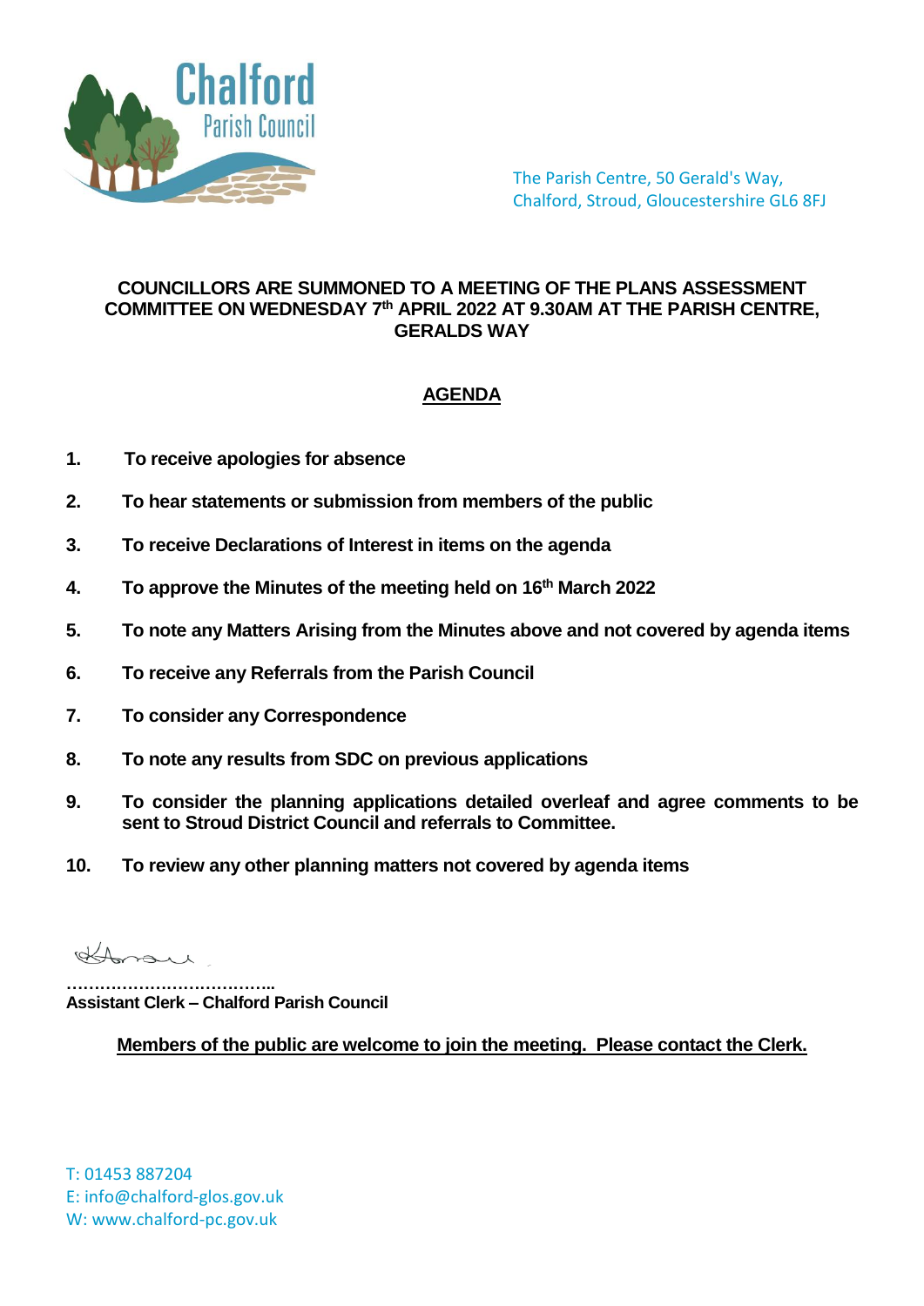Chalford Parish Council

The Parish Centre, 50 Gerald's Way,
Chalford, Stroud, Gloucestershire GL6 8FJ

**COUNCILLORS ARE SUMMONED TO A MEETING OF THE PLANS ASSESSMENT COMMITTEE ON WEDNESDAY 7th APRIL 2022 AT 9.30AM AT THE PARISH CENTRE, GERALDS WAY**

## AGENDA

1. **To receive apologies for absence**
2. **To hear statements or submission from members of the public**
3. **To receive Declarations of Interest in items on the agenda**
4. **To approve the Minutes of the meeting held on 16th March 2022**
5. **To note any Matters Arising from the Minutes above and not covered by agenda items**
6. **To receive any Referrals from the Parish Council**
7. **To consider any Correspondence**
8. **To note any results from SDC on previous applications**
9. **To consider the planning applications detailed overleaf and agree comments to be sent to Stroud District Council and referrals to Committee.**
10. **To review any other planning matters not covered by agenda items**

………………………………..
**Assistant Clerk – Chalford Parish Council**

**Members of the public are welcome to join the meeting. Please contact the Clerk.**

T: 01453 887204
E: info@chalford-glos.gov.uk
W: www.chalford-pc.gov.uk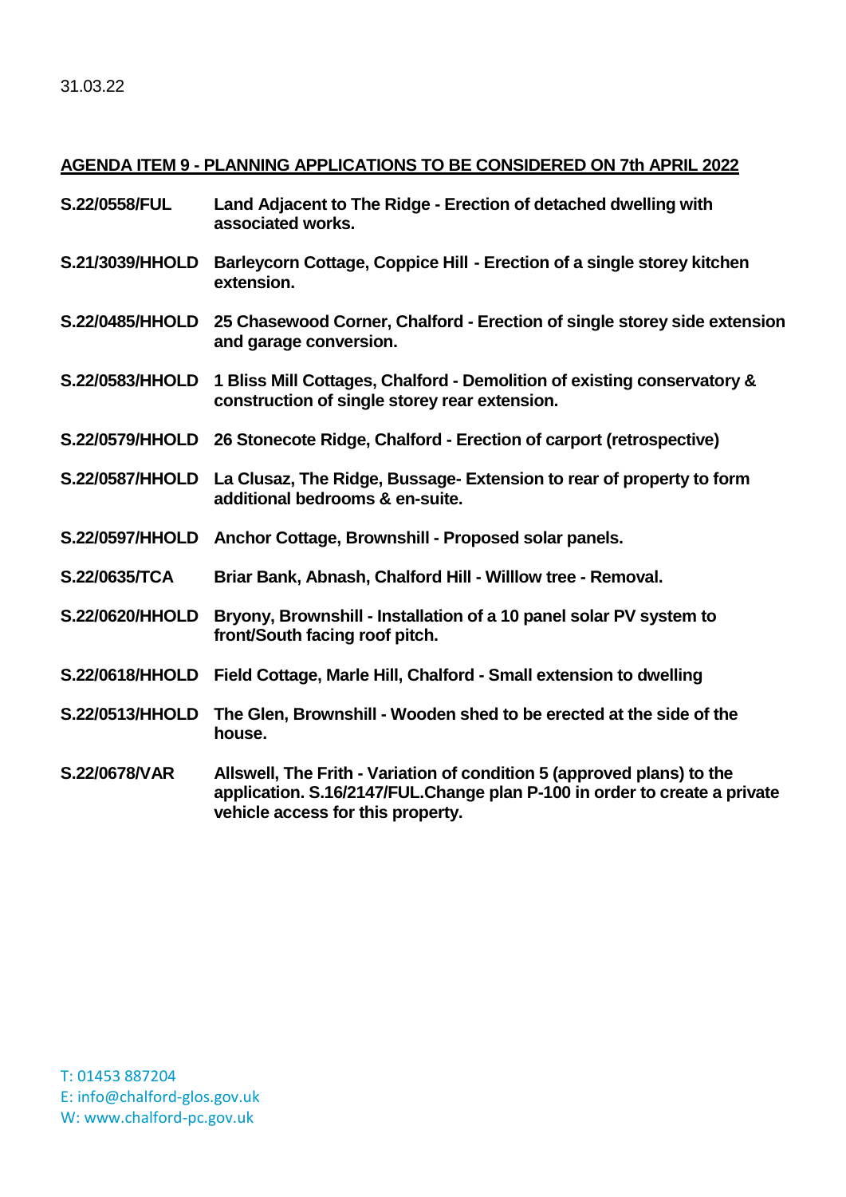31.03.22

## AGENDA ITEM 9 - PLANNING APPLICATIONS TO BE CONSIDERED ON 7th APRIL 2022

| | |
|---|---|
| **S.22/0558/FUL** | **Land Adjacent to The Ridge - Erection of detached dwelling with associated works.** |
| **S.21/3039/HHOLD** | **Barleycorn Cottage, Coppice Hill - Erection of a single storey kitchen extension.** |
| **S.22/0485/HHOLD** | **25 Chasewood Corner, Chalford - Erection of single storey side extension and garage conversion.** |
| **S.22/0583/HHOLD** | **1 Bliss Mill Cottages, Chalford - Demolition of existing conservatory & construction of single storey rear extension.** |
| **S.22/0579/HHOLD** | **26 Stonecote Ridge, Chalford - Erection of carport (retrospective)** |
| **S.22/0587/HHOLD** | **La Clusaz, The Ridge, Bussage- Extension to rear of property to form additional bedrooms & en-suite.** |
| **S.22/0597/HHOLD** | **Anchor Cottage, Brownshill - Proposed solar panels.** |
| **S.22/0635/TCA** | **Briar Bank, Abnash, Chalford Hill - Willlow tree - Removal.** |
| **S.22/0620/HHOLD** | **Bryony, Brownshill - Installation of a 10 panel solar PV system to front/South facing roof pitch.** |
| **S.22/0618/HHOLD** | **Field Cottage, Marle Hill, Chalford - Small extension to dwelling** |
| **S.22/0513/HHOLD** | **The Glen, Brownshill - Wooden shed to be erected at the side of the house.** |
| **S.22/0678/VAR** | **Allswell, The Frith - Variation of condition 5 (approved plans) to the application. S.16/2147/FUL.Change plan P-100 in order to create a private vehicle access for this property.** |

T: 01453 887204
E: info@chalford-glos.gov.uk
W: www.chalford-pc.gov.uk